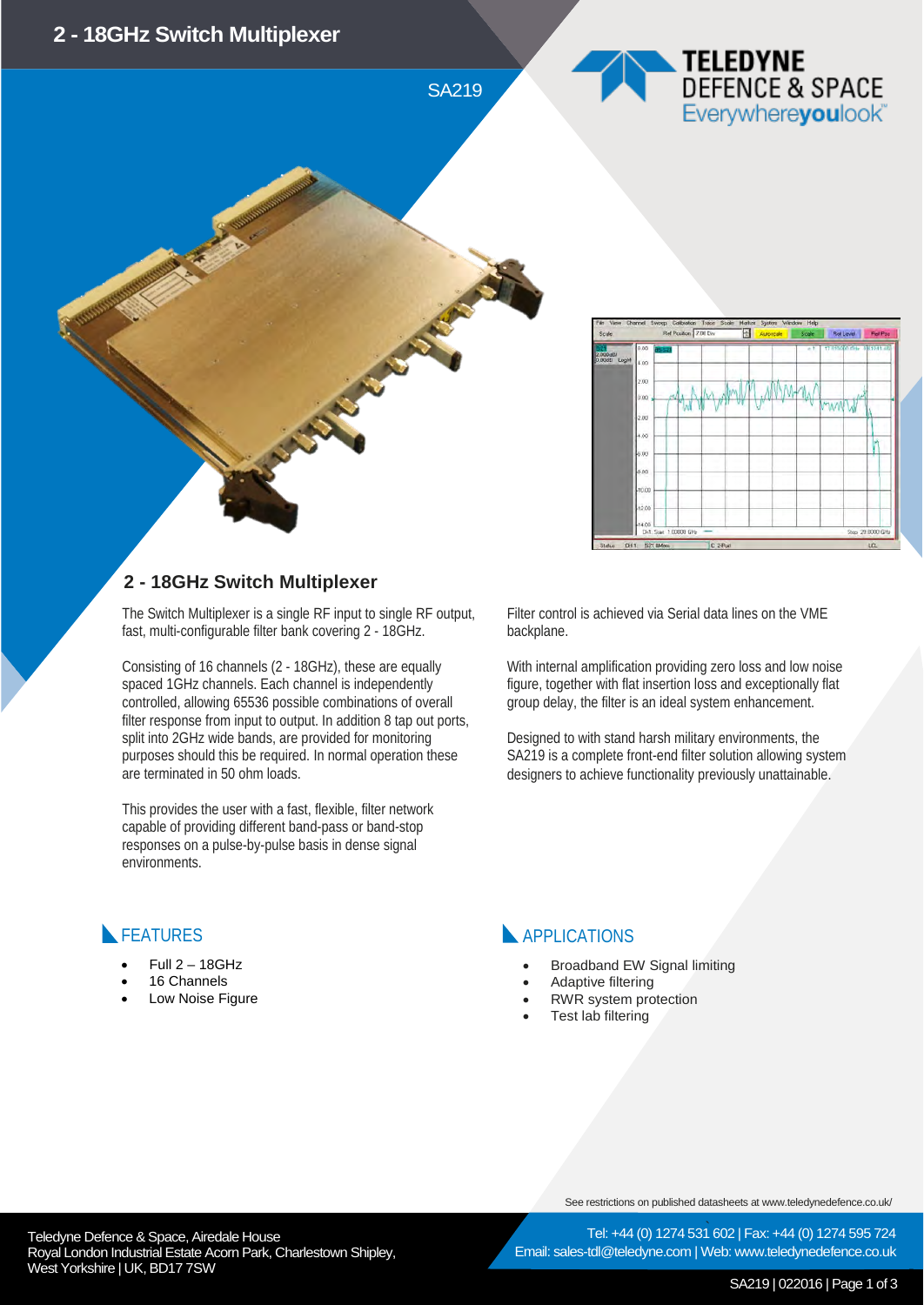# 2 - 18GHz Switch Multiplexer

SA219

TELEDYNE
DEFENCE & SPACE
Everywhereyoulook™

## 2 - 18GHz Switch Multiplexer

The Switch Multiplexer is a single RF input to single RF output, fast, multi-configurable filter bank covering 2 - 18GHz.

Consisting of 16 channels (2 - 18GHz), these are equally spaced 1GHz channels. Each channel is independently controlled, allowing 65536 possible combinations of overall filter response from input to output. In addition 8 tap out ports, split into 2GHz wide bands, are provided for monitoring purposes should this be required. In normal operation these are terminated in 50 ohm loads.

This provides the user with a fast, flexible, filter network capable of providing different band-pass or band-stop responses on a pulse-by-pulse basis in dense signal environments.

Filter control is achieved via Serial data lines on the VME backplane.

With internal amplification providing zero loss and low noise figure, together with flat insertion loss and exceptionally flat group delay, the filter is an ideal system enhancement.

Designed to with stand harsh military environments, the SA219 is a complete front-end filter solution allowing system designers to achieve functionality previously unattainable.

## FEATURES

- Full 2 – 18GHz
- 16 Channels
- Low Noise Figure

## APPLICATIONS

- Broadband EW Signal limiting
- Adaptive filtering
- RWR system protection
- Test lab filtering

See restrictions on published datasheets at www.teledynedefence.co.uk/

Teledyne Defence & Space, Airedale House
Royal London Industrial Estate Acorn Park, Charlestown Shipley, West Yorkshire | UK, BD17 7SW

Tel: +44 (0) 1274 531 602 | Fax: +44 (0) 1274 595 724
Email: sales-tdl@teledyne.com | Web: www.teledynedefence.co.uk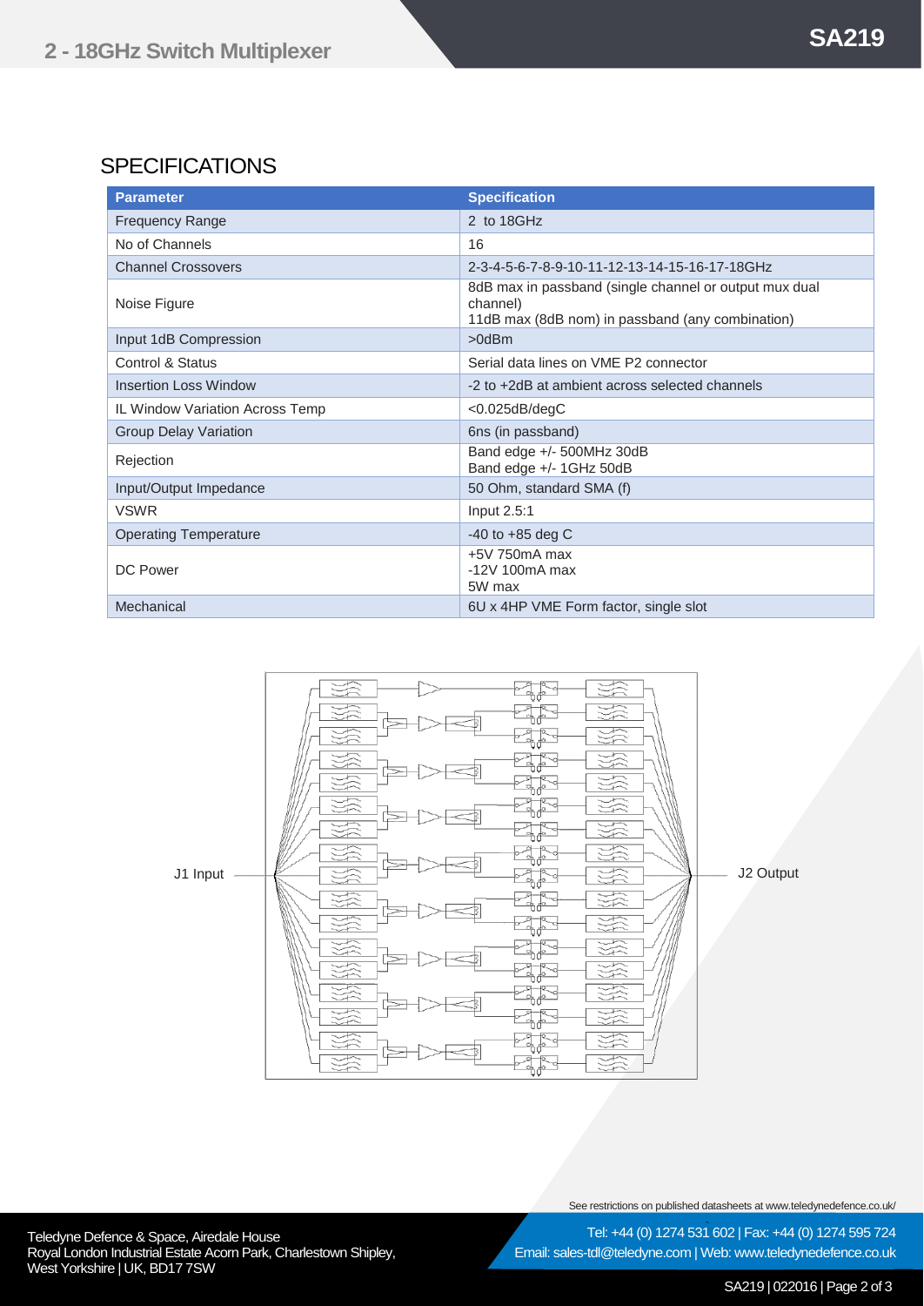## SPECIFICATIONS

| Parameter | Specification |
|---|---|
| Frequency Range | 2 to 18GHz |
| No of Channels | 16 |
| Channel Crossovers | 2-3-4-5-6-7-8-9-10-11-12-13-14-15-16-17-18GHz |
| Noise Figure | 8dB max in passband (single channel or output mux dual channel)<br>11dB max (8dB nom) in passband (any combination) |
| Input 1dB Compression | >0dBm |
| Control & Status | Serial data lines on VME P2 connector |
| Insertion Loss Window | -2 to +2dB at ambient across selected channels |
| IL Window Variation Across Temp | <0.025dB/degC |
| Group Delay Variation | 6ns (in passband) |
| Rejection | Band edge +/- 500MHz 30dB<br>Band edge +/- 1GHz 50dB |
| Input/Output Impedance | 50 Ohm, standard SMA (f) |
| VSWR | Input 2.5:1 |
| Operating Temperature | -40 to +85 deg C |
| DC Power | +5V 750mA max<br>-12V 100mA max<br>5W max |
| Mechanical | 6U x 4HP VME Form factor, single slot |

J1 Input

J2 Output

See restrictions on published datasheets at www.teledynedefence.co.uk/

Teledyne Defence & Space, Airedale House
Royal London Industrial Estate Acorn Park, Charlestown Shipley, West Yorkshire | UK, BD17 7SW

Tel: +44 (0) 1274 531 602 | Fax: +44 (0) 1274 595 724
Email: sales-tdl@teledyne.com | Web: www.teledynedefence.co.uk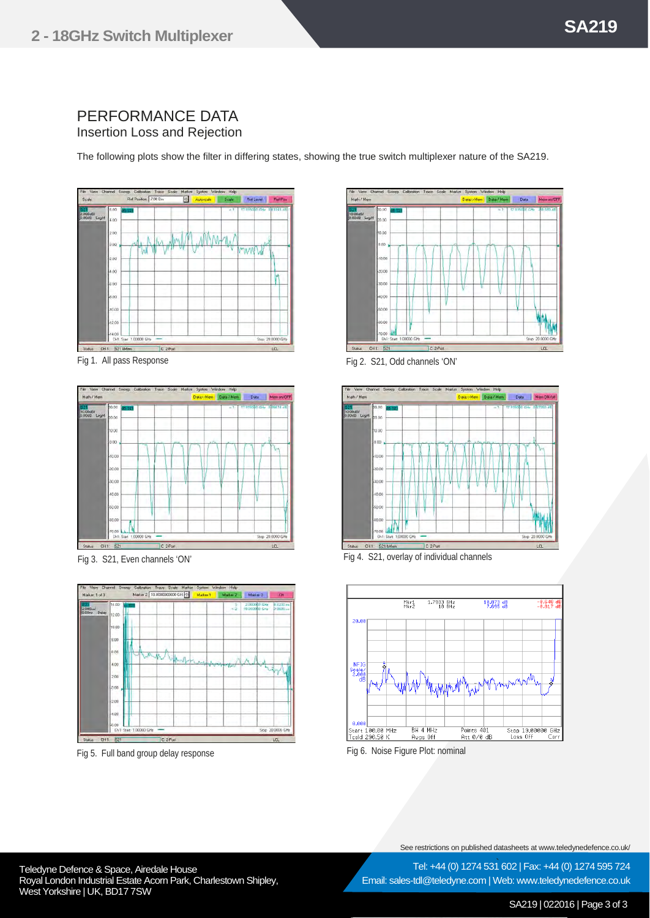# PERFORMANCE DATA

## Insertion Loss and Rejection

The following plots show the filter in differing states, showing the true switch multiplexer nature of the SA219.

Fig 1. All pass Response

Fig 2. S21, Odd channels 'ON'

Fig 3. S21, Even channels 'ON'

Fig 4. S21, overlay of individual channels

Fig 5. Full band group delay response

Fig 6. Noise Figure Plot: nominal

See restrictions on published datasheets at www.teledynedefence.co.uk/

Teledyne Defence & Space, Airedale House
Royal London Industrial Estate Acorn Park, Charlestown Shipley, West Yorkshire | UK, BD17 7SW

Tel: +44 (0) 1274 531 602 | Fax: +44 (0) 1274 595 724
Email: sales-tdl@teledyne.com | Web: www.teledynedefence.co.uk